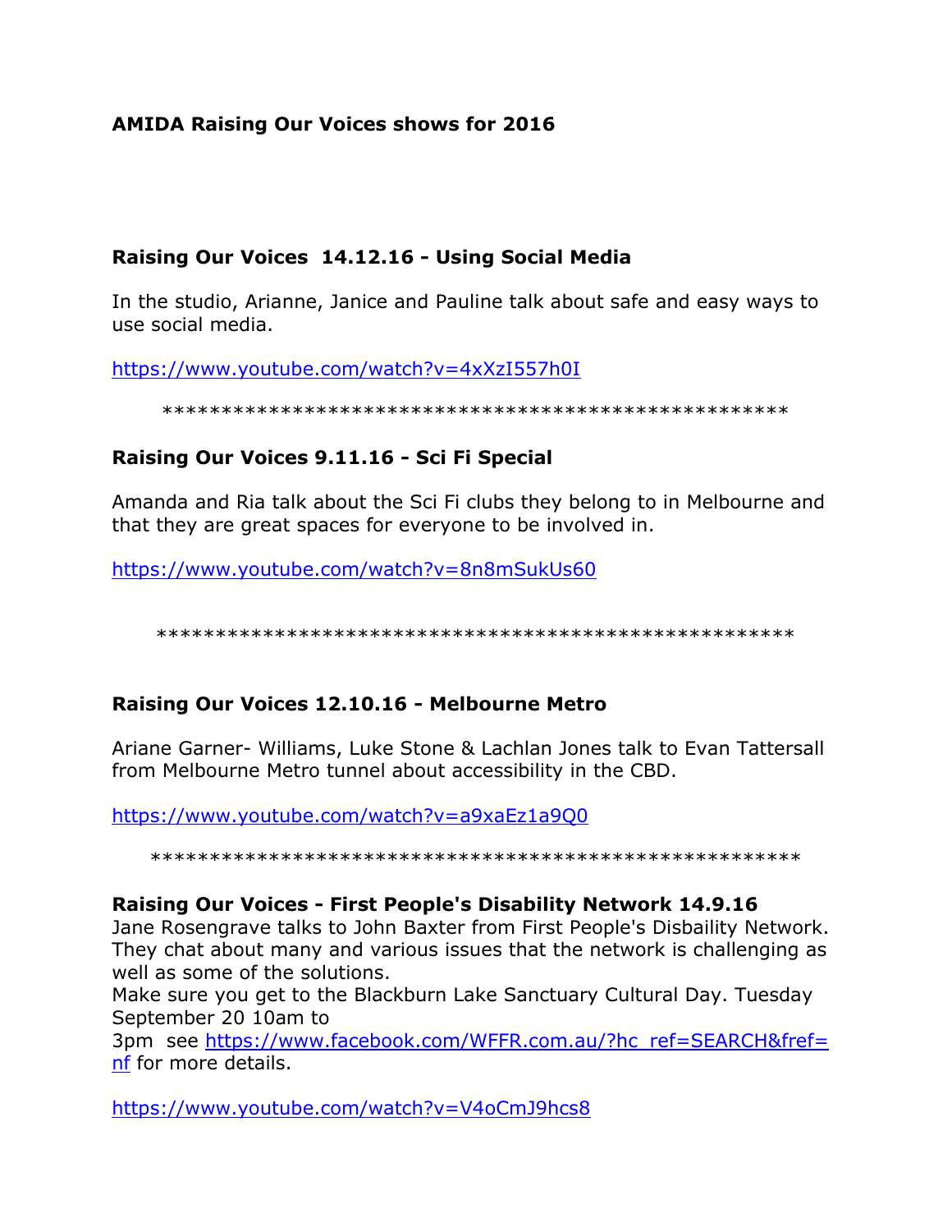## AMIDA Raising Our Voices shows for 2016

### Raising Our Voices 14.12.16 - Using Social Media

In the studio, Arianne, Janice and Pauline talk about safe and easy ways to use social media.

https://www.youtube.com/watch?v=4xXzI557h0I

*****************************************************

### Raising Our Voices 9.11.16 - Sci Fi Special

Amanda and Ria talk about the Sci Fi clubs they belong to in Melbourne and that they are great spaces for everyone to be involved in.

https://www.youtube.com/watch?v=8n8mSukUs60

*****************************************************

### Raising Our Voices 12.10.16 - Melbourne Metro

Ariane Garner- Williams, Luke Stone & Lachlan Jones talk to Evan Tattersall from Melbourne Metro tunnel about accessibility in the CBD.

https://www.youtube.com/watch?v=a9xaEz1a9Q0

*****************************************************

### Raising Our Voices - First People's Disability Network 14.9.16

Jane Rosengrave talks to John Baxter from First People's Disbaility Network. They chat about many and various issues that the network is challenging as well as some of the solutions.

Make sure you get to the Blackburn Lake Sanctuary Cultural Day. Tuesday September 20 10am to 3pm see https://www.facebook.com/WFFR.com.au/?hc_ref=SEARCH&fref=nf for more details.

https://www.youtube.com/watch?v=V4oCmJ9hcs8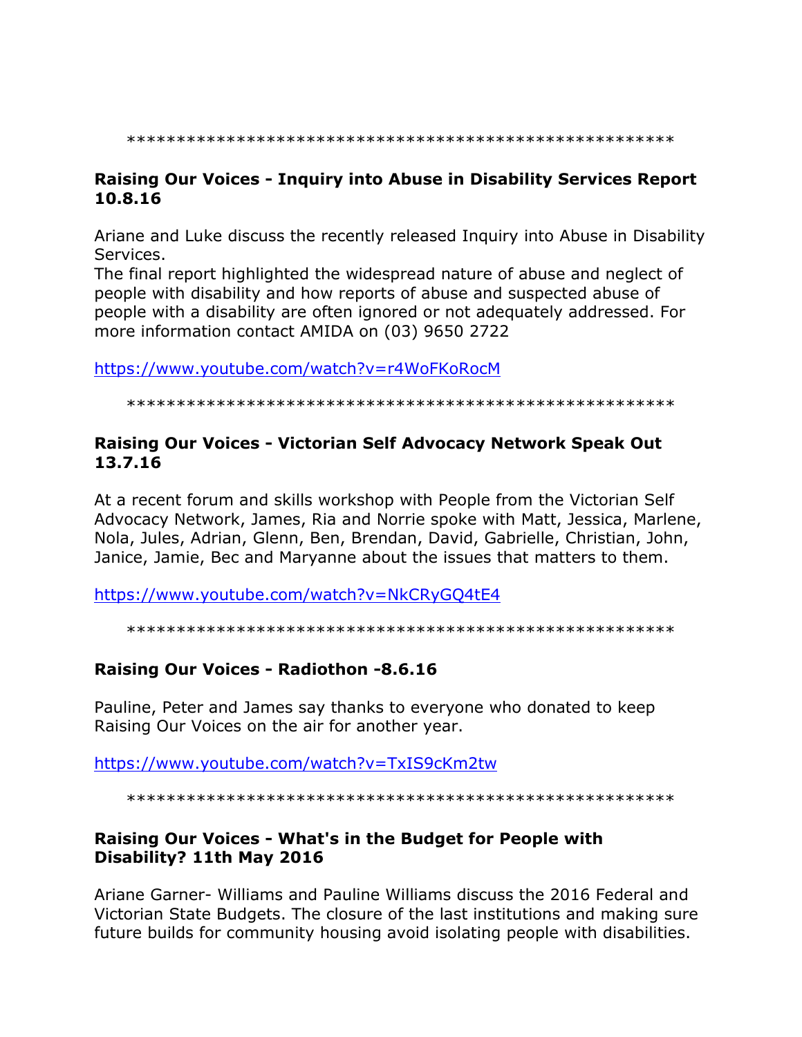\*\*\*\*\*\*\*\*\*\*\*\*\*\*\*\*\*\*\*\*\*\*\*\*\*\*\*\*\*\*\*\*\*\*\*\*\*\*\*\*\*\*\*\*\*\*\*\*\*\*\*\*\*\*

**Raising Our Voices - Inquiry into Abuse in Disability Services Report 10.8.16**

Ariane and Luke discuss the recently released Inquiry into Abuse in Disability Services.
The final report highlighted the widespread nature of abuse and neglect of people with disability and how reports of abuse and suspected abuse of people with a disability are often ignored or not adequately addressed. For more information contact AMIDA on (03) 9650 2722

https://www.youtube.com/watch?v=r4WoFKoRocM

\*\*\*\*\*\*\*\*\*\*\*\*\*\*\*\*\*\*\*\*\*\*\*\*\*\*\*\*\*\*\*\*\*\*\*\*\*\*\*\*\*\*\*\*\*\*\*\*\*\*\*\*\*\*

**Raising Our Voices - Victorian Self Advocacy Network Speak Out 13.7.16**

At a recent forum and skills workshop with People from the Victorian Self Advocacy Network, James, Ria and Norrie spoke with Matt, Jessica, Marlene, Nola, Jules, Adrian, Glenn, Ben, Brendan, David, Gabrielle, Christian, John, Janice, Jamie, Bec and Maryanne about the issues that matters to them.

https://www.youtube.com/watch?v=NkCRyGQ4tE4

\*\*\*\*\*\*\*\*\*\*\*\*\*\*\*\*\*\*\*\*\*\*\*\*\*\*\*\*\*\*\*\*\*\*\*\*\*\*\*\*\*\*\*\*\*\*\*\*\*\*\*\*\*\*

**Raising Our Voices - Radiothon -8.6.16**

Pauline, Peter and James say thanks to everyone who donated to keep Raising Our Voices on the air for another year.

https://www.youtube.com/watch?v=TxIS9cKm2tw

\*\*\*\*\*\*\*\*\*\*\*\*\*\*\*\*\*\*\*\*\*\*\*\*\*\*\*\*\*\*\*\*\*\*\*\*\*\*\*\*\*\*\*\*\*\*\*\*\*\*\*\*\*\*

**Raising Our Voices - What's in the Budget for People with Disability? 11th May 2016**

Ariane Garner- Williams and Pauline Williams discuss the 2016 Federal and Victorian State Budgets. The closure of the last institutions and making sure future builds for community housing avoid isolating people with disabilities.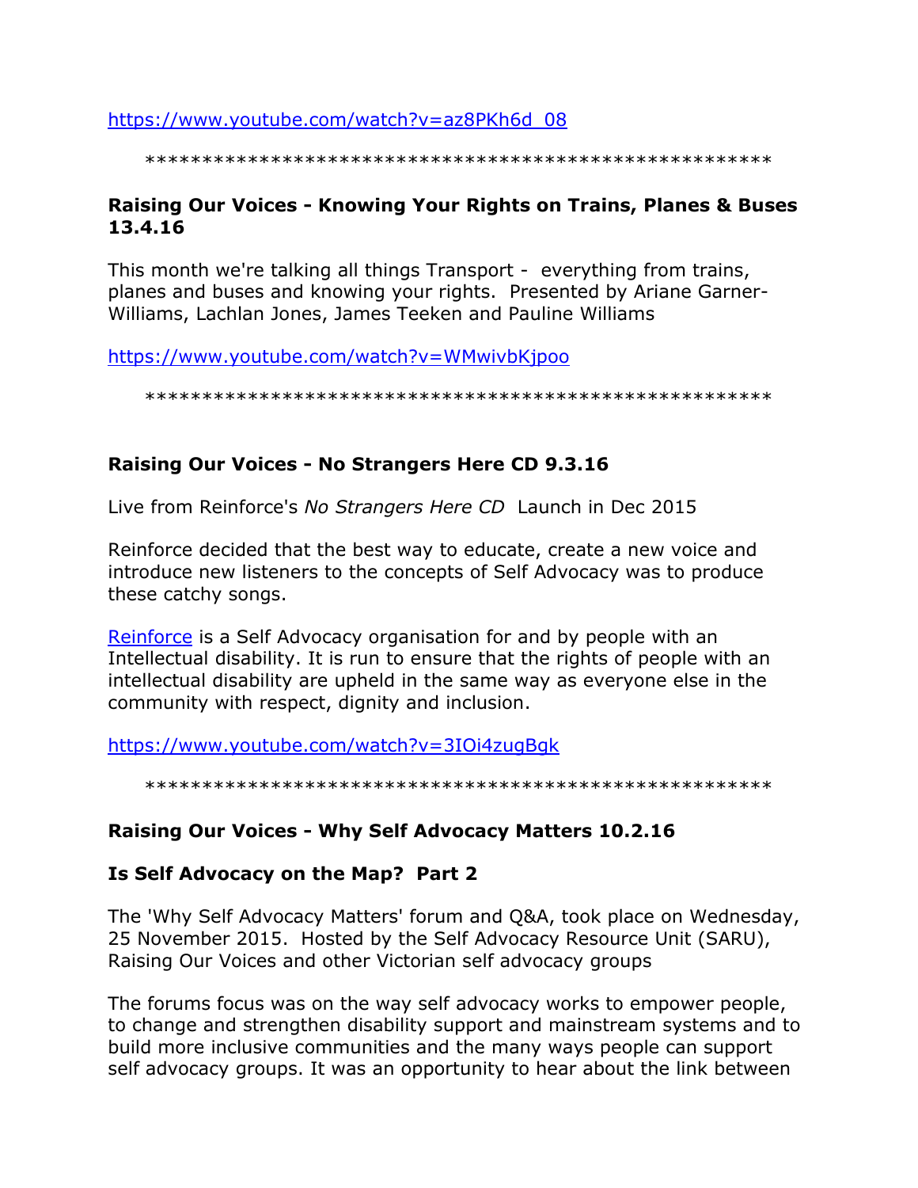https://www.youtube.com/watch?v=az8PKh6d_08

*******************************************************

**Raising Our Voices - Knowing Your Rights on Trains, Planes & Buses 13.4.16**

This month we're talking all things Transport - everything from trains, planes and buses and knowing your rights. Presented by Ariane Garner-Williams, Lachlan Jones, James Teeken and Pauline Williams

https://www.youtube.com/watch?v=WMwivbKjpoo

*******************************************************

**Raising Our Voices - No Strangers Here CD 9.3.16**

Live from Reinforce's *No Strangers Here CD* Launch in Dec 2015

Reinforce decided that the best way to educate, create a new voice and introduce new listeners to the concepts of Self Advocacy was to produce these catchy songs.

Reinforce is a Self Advocacy organisation for and by people with an Intellectual disability. It is run to ensure that the rights of people with an intellectual disability are upheld in the same way as everyone else in the community with respect, dignity and inclusion.

https://www.youtube.com/watch?v=3IOi4zugBgk

*******************************************************

**Raising Our Voices - Why Self Advocacy Matters 10.2.16**

**Is Self Advocacy on the Map? Part 2**

The 'Why Self Advocacy Matters' forum and Q&A, took place on Wednesday, 25 November 2015. Hosted by the Self Advocacy Resource Unit (SARU), Raising Our Voices and other Victorian self advocacy groups

The forums focus was on the way self advocacy works to empower people, to change and strengthen disability support and mainstream systems and to build more inclusive communities and the many ways people can support self advocacy groups. It was an opportunity to hear about the link between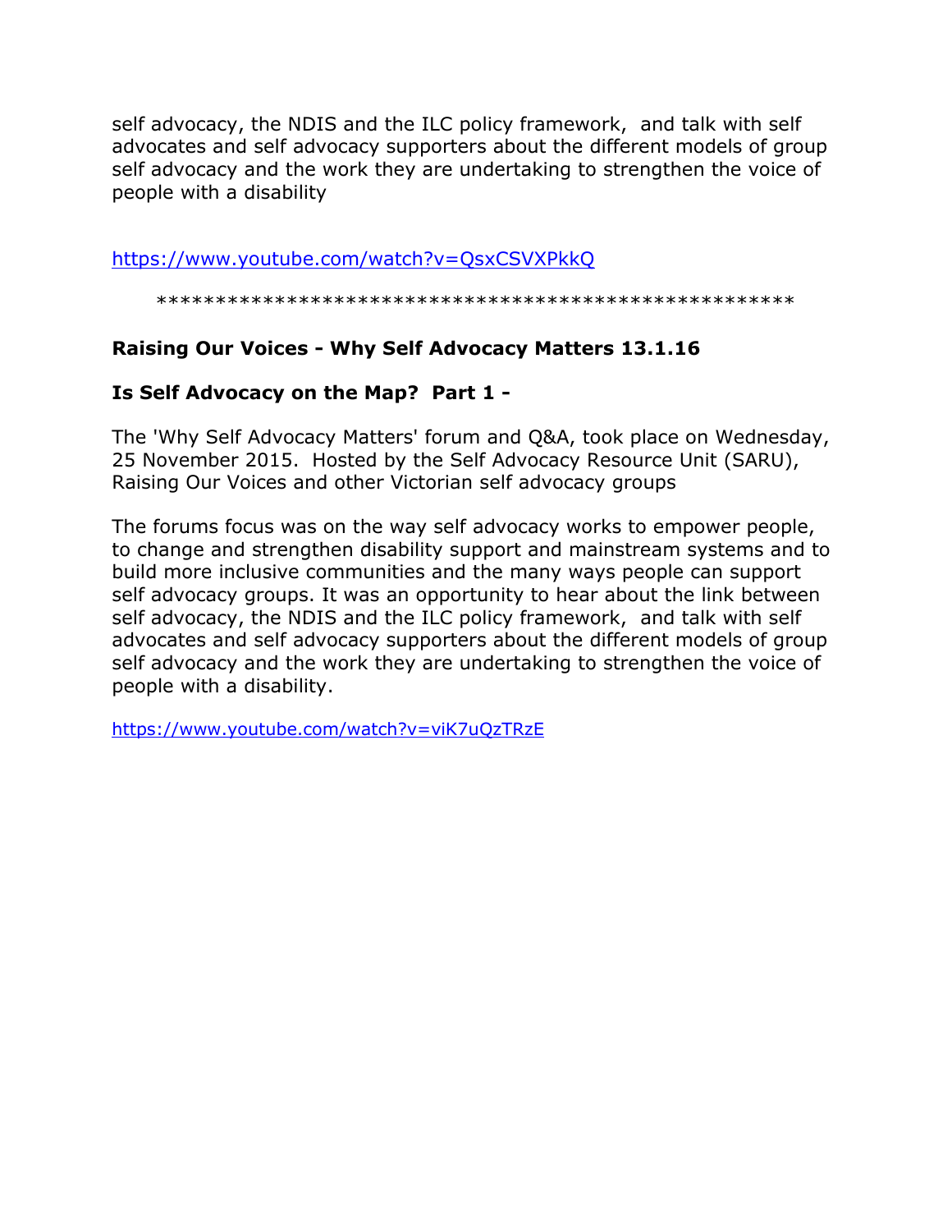self advocacy, the NDIS and the ILC policy framework, and talk with self advocates and self advocacy supporters about the different models of group self advocacy and the work they are undertaking to strengthen the voice of people with a disability

https://www.youtube.com/watch?v=QsxCSVXPkkQ

*****************************************************

**Raising Our Voices - Why Self Advocacy Matters 13.1.16**

**Is Self Advocacy on the Map? Part 1 -**

The 'Why Self Advocacy Matters' forum and Q&A, took place on Wednesday, 25 November 2015. Hosted by the Self Advocacy Resource Unit (SARU), Raising Our Voices and other Victorian self advocacy groups

The forums focus was on the way self advocacy works to empower people, to change and strengthen disability support and mainstream systems and to build more inclusive communities and the many ways people can support self advocacy groups. It was an opportunity to hear about the link between self advocacy, the NDIS and the ILC policy framework, and talk with self advocates and self advocacy supporters about the different models of group self advocacy and the work they are undertaking to strengthen the voice of people with a disability.

https://www.youtube.com/watch?v=viK7uQzTRzE